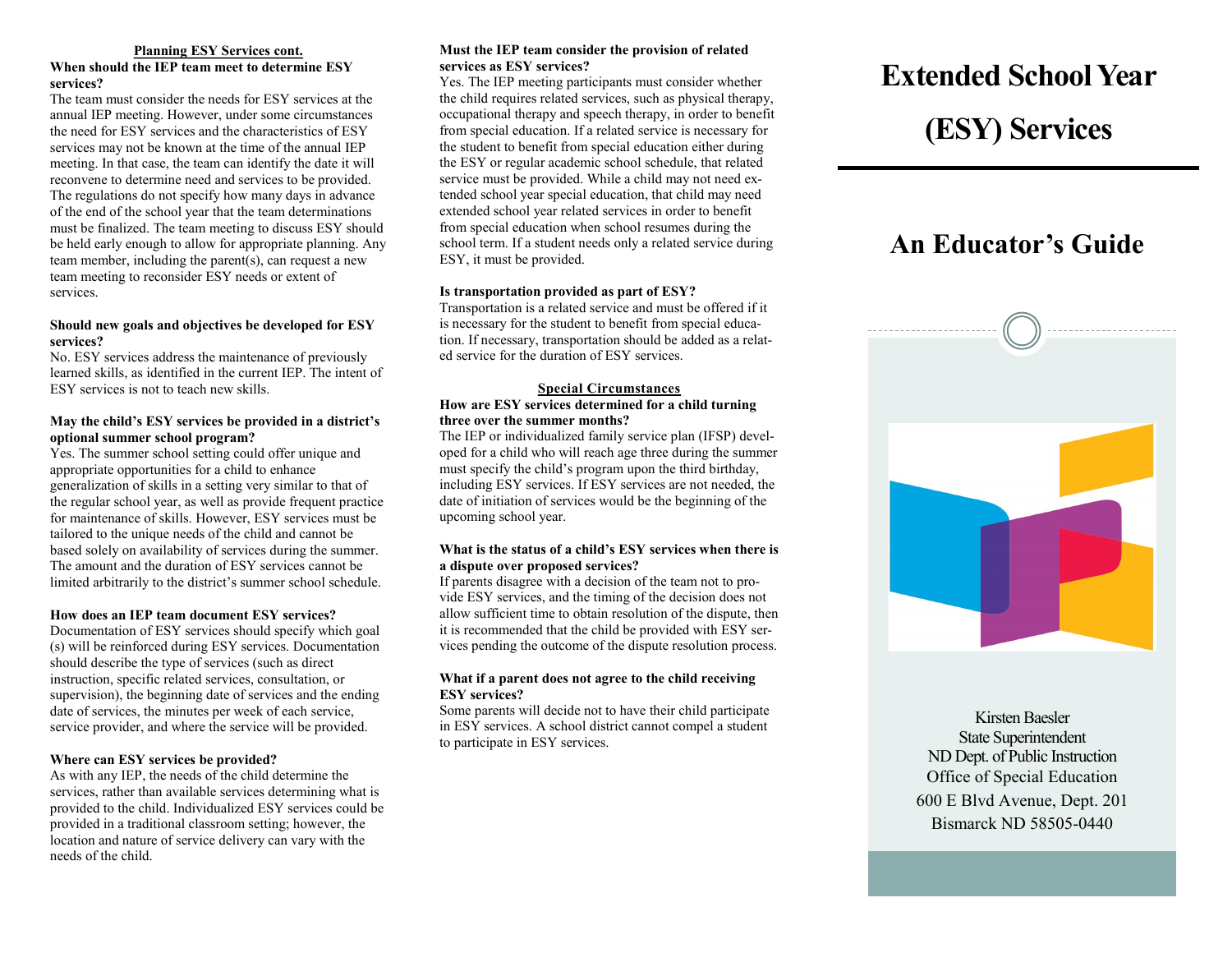### Planning ESY Services cont.

**When should the IEP team meet to determine ESY services?**

The team must consider the needs for ESY services at the annual IEP meeting. However, under some circumstances the need for ESY services and the characteristics of ESY services may not be known at the time of the annual IEP meeting. In that case, the team can identify the date it will reconvene to determine need and services to be provided. The regulations do not specify how many days in advance of the end of the school year that the team determinations must be finalized. The team meeting to discuss ESY should be held early enough to allow for appropriate planning. Any team member, including the parent(s), can request a new team meeting to reconsider ESY needs or extent of services.

**Should new goals and objectives be developed for ESY services?**

No. ESY services address the maintenance of previously learned skills, as identified in the current IEP. The intent of ESY services is not to teach new skills.

**May the child's ESY services be provided in a district's optional summer school program?**

Yes. The summer school setting could offer unique and appropriate opportunities for a child to enhance generalization of skills in a setting very similar to that of the regular school year, as well as provide frequent practice for maintenance of skills. However, ESY services must be tailored to the unique needs of the child and cannot be based solely on availability of services during the summer. The amount and the duration of ESY services cannot be limited arbitrarily to the district's summer school schedule.

**How does an IEP team document ESY services?**

Documentation of ESY services should specify which goal (s) will be reinforced during ESY services. Documentation should describe the type of services (such as direct instruction, specific related services, consultation, or supervision), the beginning date of services and the ending date of services, the minutes per week of each service, service provider, and where the service will be provided.

**Where can ESY services be provided?**

As with any IEP, the needs of the child determine the services, rather than available services determining what is provided to the child. Individualized ESY services could be provided in a traditional classroom setting; however, the location and nature of service delivery can vary with the needs of the child.

**Must the IEP team consider the provision of related services as ESY services?**

Yes. The IEP meeting participants must consider whether the child requires related services, such as physical therapy, occupational therapy and speech therapy, in order to benefit from special education. If a related service is necessary for the student to benefit from special education either during the ESY or regular academic school schedule, that related service must be provided. While a child may not need extended school year special education, that child may need extended school year related services in order to benefit from special education when school resumes during the school term. If a student needs only a related service during ESY, it must be provided.

**Is transportation provided as part of ESY?**

Transportation is a related service and must be offered if it is necessary for the student to benefit from special education. If necessary, transportation should be added as a related service for the duration of ESY services.

### Special Circumstances

**How are ESY services determined for a child turning three over the summer months?**

The IEP or individualized family service plan (IFSP) developed for a child who will reach age three during the summer must specify the child's program upon the third birthday, including ESY services. If ESY services are not needed, the date of initiation of services would be the beginning of the upcoming school year.

**What is the status of a child's ESY services when there is a dispute over proposed services?**

If parents disagree with a decision of the team not to provide ESY services, and the timing of the decision does not allow sufficient time to obtain resolution of the dispute, then it is recommended that the child be provided with ESY services pending the outcome of the dispute resolution process.

**What if a parent does not agree to the child receiving ESY services?**

Some parents will decide not to have their child participate in ESY services. A school district cannot compel a student to participate in ESY services.

# Extended School Year (ESY) Services

## An Educator's Guide

Kirsten Baesler
State Superintendent
ND Dept. of Public Instruction
Office of Special Education
600 E Blvd Avenue, Dept. 201
Bismarck ND 58505-0440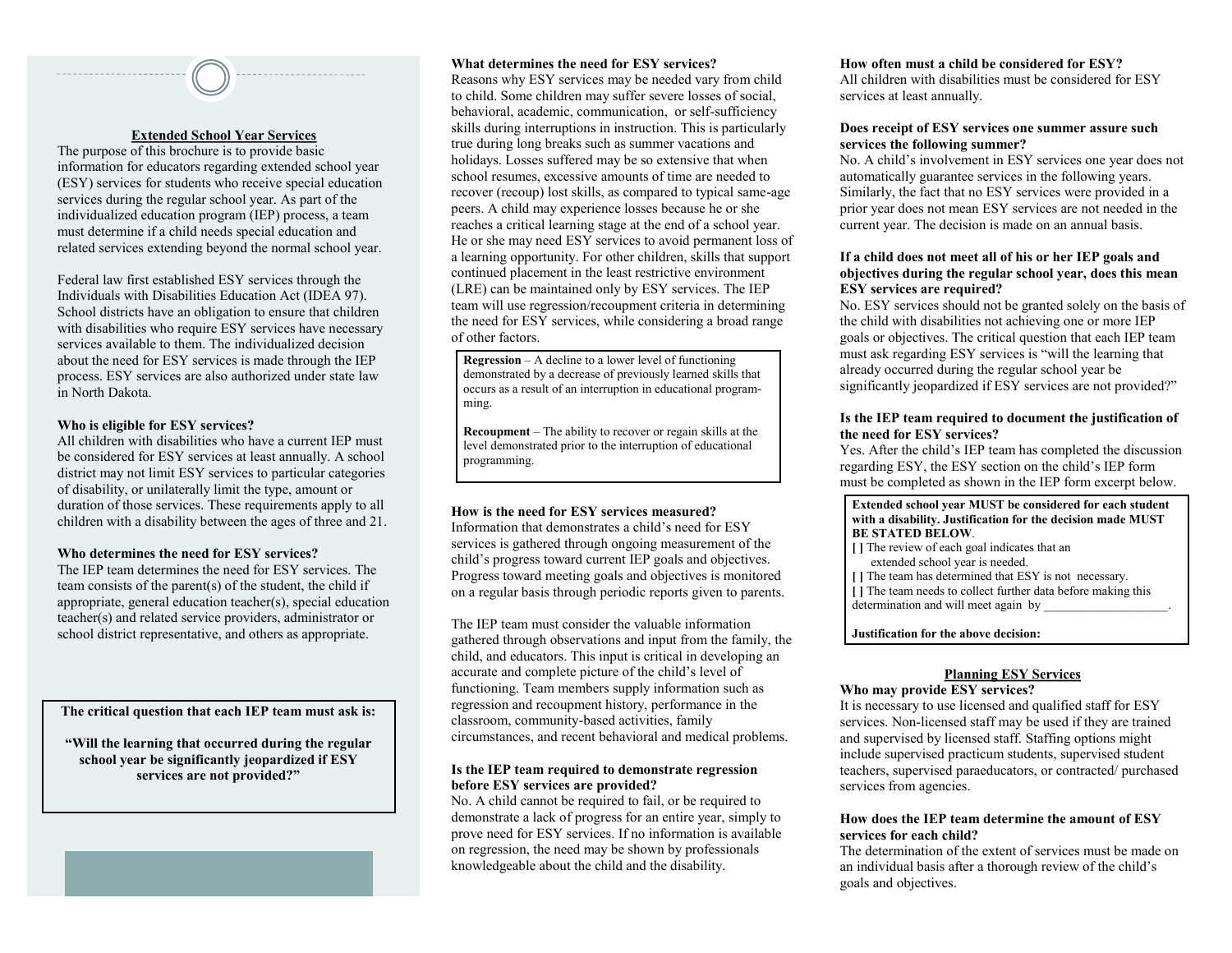## Extended School Year Services

The purpose of this brochure is to provide basic information for educators regarding extended school year (ESY) services for students who receive special education services during the regular school year. As part of the individualized education program (IEP) process, a team must determine if a child needs special education and related services extending beyond the normal school year.

Federal law first established ESY services through the Individuals with Disabilities Education Act (IDEA 97). School districts have an obligation to ensure that children with disabilities who require ESY services have necessary services available to them. The individualized decision about the need for ESY services is made through the IEP process. ESY services are also authorized under state law in North Dakota.

**Who is eligible for ESY services?**

All children with disabilities who have a current IEP must be considered for ESY services at least annually. A school district may not limit ESY services to particular categories of disability, or unilaterally limit the type, amount or duration of those services. These requirements apply to all children with a disability between the ages of three and 21.

**Who determines the need for ESY services?**

The IEP team determines the need for ESY services. The team consists of the parent(s) of the student, the child if appropriate, general education teacher(s), special education teacher(s) and related service providers, administrator or school district representative, and others as appropriate.

**The critical question that each IEP team must ask is:**

**"Will the learning that occurred during the regular school year be significantly jeopardized if ESY services are not provided?"**

**What determines the need for ESY services?**

Reasons why ESY services may be needed vary from child to child. Some children may suffer severe losses of social, behavioral, academic, communication, or self-sufficiency skills during interruptions in instruction. This is particularly true during long breaks such as summer vacations and holidays. Losses suffered may be so extensive that when school resumes, excessive amounts of time are needed to recover (recoup) lost skills, as compared to typical same-age peers. A child may experience losses because he or she reaches a critical learning stage at the end of a school year. He or she may need ESY services to avoid permanent loss of a learning opportunity. For other children, skills that support continued placement in the least restrictive environment (LRE) can be maintained only by ESY services. The IEP team will use regression/recoupment criteria in determining the need for ESY services, while considering a broad range of other factors.

**Regression** – A decline to a lower level of functioning demonstrated by a decrease of previously learned skills that occurs as a result of an interruption in educational programming.

**Recoupment** – The ability to recover or regain skills at the level demonstrated prior to the interruption of educational programming.

**How is the need for ESY services measured?**

Information that demonstrates a child's need for ESY services is gathered through ongoing measurement of the child's progress toward current IEP goals and objectives. Progress toward meeting goals and objectives is monitored on a regular basis through periodic reports given to parents.

The IEP team must consider the valuable information gathered through observations and input from the family, the child, and educators. This input is critical in developing an accurate and complete picture of the child's level of functioning. Team members supply information such as regression and recoupment history, performance in the classroom, community-based activities, family circumstances, and recent behavioral and medical problems.

**Is the IEP team required to demonstrate regression before ESY services are provided?**

No. A child cannot be required to fail, or be required to demonstrate a lack of progress for an entire year, simply to prove need for ESY services. If no information is available on regression, the need may be shown by professionals knowledgeable about the child and the disability.

**How often must a child be considered for ESY?**

All children with disabilities must be considered for ESY services at least annually.

**Does receipt of ESY services one summer assure such services the following summer?**

No. A child's involvement in ESY services one year does not automatically guarantee services in the following years. Similarly, the fact that no ESY services were provided in a prior year does not mean ESY services are not needed in the current year. The decision is made on an annual basis.

**If a child does not meet all of his or her IEP goals and objectives during the regular school year, does this mean ESY services are required?**

No. ESY services should not be granted solely on the basis of the child with disabilities not achieving one or more IEP goals or objectives. The critical question that each IEP team must ask regarding ESY services is "will the learning that already occurred during the regular school year be significantly jeopardized if ESY services are not provided?"

**Is the IEP team required to document the justification of the need for ESY services?**

Yes. After the child's IEP team has completed the discussion regarding ESY, the ESY section on the child's IEP form must be completed as shown in the IEP form excerpt below.

**Extended school year MUST be considered for each student with a disability. Justification for the decision made MUST BE STATED BELOW**.

**[ ]** The review of each goal indicates that an extended school year is needed.
**[ ]** The team has determined that ESY is not necessary.
**[ ]** The team needs to collect further data before making this determination and will meet again by ___________________.

**Justification for the above decision:**

## Planning ESY Services

**Who may provide ESY services?**

It is necessary to use licensed and qualified staff for ESY services. Non-licensed staff may be used if they are trained and supervised by licensed staff. Staffing options might include supervised practicum students, supervised student teachers, supervised paraeducators, or contracted/ purchased services from agencies.

**How does the IEP team determine the amount of ESY services for each child?**

The determination of the extent of services must be made on an individual basis after a thorough review of the child's goals and objectives.